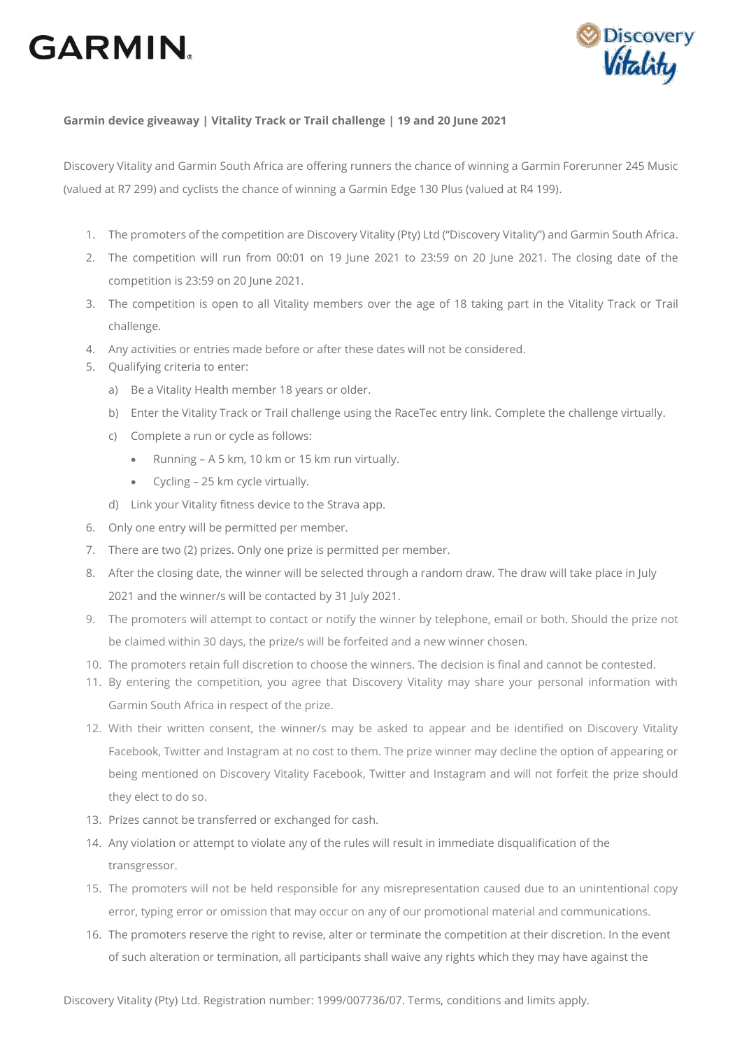**Garmin device giveaway | Vitality Track or Trail challenge | 19 and 20 June 2021**

Discovery Vitality and Garmin South Africa are offering runners the chance of winning a Garmin Forerunner 245 Music (valued at R7 299) and cyclists the chance of winning a Garmin Edge 130 Plus (valued at R4 199).

1. The promoters of the competition are Discovery Vitality (Pty) Ltd ("Discovery Vitality") and Garmin South Africa.
2. The competition will run from 00:01 on 19 June 2021 to 23:59 on 20 June 2021. The closing date of the competition is 23:59 on 20 June 2021.
3. The competition is open to all Vitality members over the age of 18 taking part in the Vitality Track or Trail challenge.
4. Any activities or entries made before or after these dates will not be considered.
5. Qualifying criteria to enter:
   a) Be a Vitality Health member 18 years or older.
   b) Enter the Vitality Track or Trail challenge using the RaceTec entry link. Complete the challenge virtually.
   c) Complete a run or cycle as follows:
      - Running – A 5 km, 10 km or 15 km run virtually.
      - Cycling – 25 km cycle virtually.
   d) Link your Vitality fitness device to the Strava app.
6. Only one entry will be permitted per member.
7. There are two (2) prizes. Only one prize is permitted per member.
8. After the closing date, the winner will be selected through a random draw. The draw will take place in July 2021 and the winner/s will be contacted by 31 July 2021.
9. The promoters will attempt to contact or notify the winner by telephone, email or both. Should the prize not be claimed within 30 days, the prize/s will be forfeited and a new winner chosen.
10. The promoters retain full discretion to choose the winners. The decision is final and cannot be contested.
11. By entering the competition, you agree that Discovery Vitality may share your personal information with Garmin South Africa in respect of the prize.
12. With their written consent, the winner/s may be asked to appear and be identified on Discovery Vitality Facebook, Twitter and Instagram at no cost to them. The prize winner may decline the option of appearing or being mentioned on Discovery Vitality Facebook, Twitter and Instagram and will not forfeit the prize should they elect to do so.
13. Prizes cannot be transferred or exchanged for cash.
14. Any violation or attempt to violate any of the rules will result in immediate disqualification of the transgressor.
15. The promoters will not be held responsible for any misrepresentation caused due to an unintentional copy error, typing error or omission that may occur on any of our promotional material and communications.
16. The promoters reserve the right to revise, alter or terminate the competition at their discretion. In the event of such alteration or termination, all participants shall waive any rights which they may have against the

Discovery Vitality (Pty) Ltd. Registration number: 1999/007736/07. Terms, conditions and limits apply.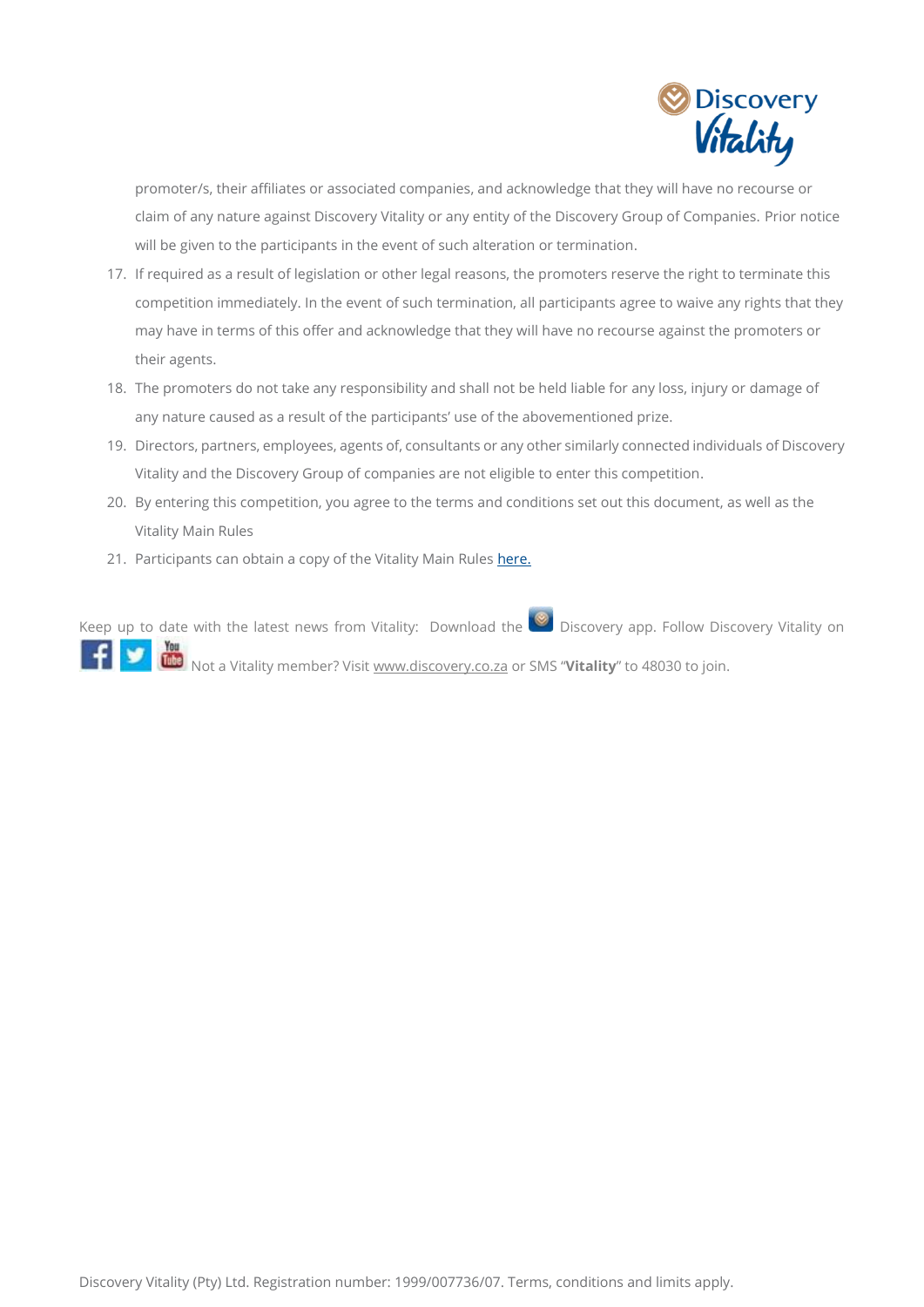promoter/s, their affiliates or associated companies, and acknowledge that they will have no recourse or claim of any nature against Discovery Vitality or any entity of the Discovery Group of Companies. Prior notice will be given to the participants in the event of such alteration or termination.

17. If required as a result of legislation or other legal reasons, the promoters reserve the right to terminate this competition immediately. In the event of such termination, all participants agree to waive any rights that they may have in terms of this offer and acknowledge that they will have no recourse against the promoters or their agents.
18. The promoters do not take any responsibility and shall not be held liable for any loss, injury or damage of any nature caused as a result of the participants' use of the abovementioned prize.
19. Directors, partners, employees, agents of, consultants or any other similarly connected individuals of Discovery Vitality and the Discovery Group of companies are not eligible to enter this competition.
20. By entering this competition, you agree to the terms and conditions set out this document, as well as the Vitality Main Rules
21. Participants can obtain a copy of the Vitality Main Rules here.

Keep up to date with the latest news from Vitality: Download the Discovery app. Follow Discovery Vitality on Not a Vitality member? Visit www.discovery.co.za or SMS "**Vitality**" to 48030 to join.

Discovery Vitality (Pty) Ltd. Registration number: 1999/007736/07. Terms, conditions and limits apply.